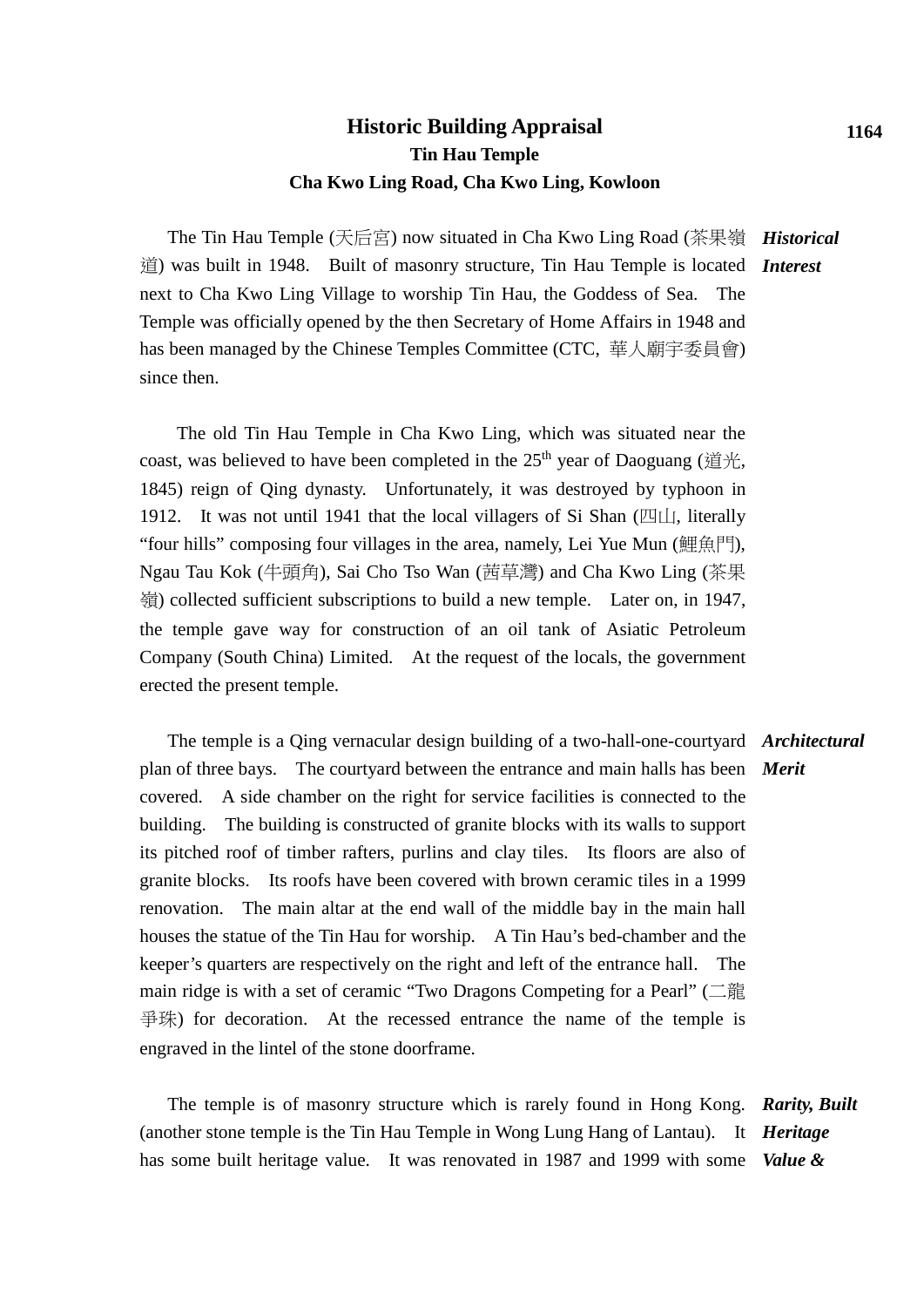# Historic Building Appraisal

## Tin Hau Temple

## Cha Kwo Ling Road, Cha Kwo Ling, Kowloon

***Historical Interest***

The Tin Hau Temple (天后宮) now situated in Cha Kwo Ling Road (茶果嶺道) was built in 1948. Built of masonry structure, Tin Hau Temple is located next to Cha Kwo Ling Village to worship Tin Hau, the Goddess of Sea. The Temple was officially opened by the then Secretary of Home Affairs in 1948 and has been managed by the Chinese Temples Committee (CTC, 華人廟宇委員會) since then.

The old Tin Hau Temple in Cha Kwo Ling, which was situated near the coast, was believed to have been completed in the 25th year of Daoguang (道光, 1845) reign of Qing dynasty. Unfortunately, it was destroyed by typhoon in 1912. It was not until 1941 that the local villagers of Si Shan (四山, literally "four hills" composing four villages in the area, namely, Lei Yue Mun (鯉魚門), Ngau Tau Kok (牛頭角), Sai Cho Tso Wan (茜草灣) and Cha Kwo Ling (茶果嶺) collected sufficient subscriptions to build a new temple. Later on, in 1947, the temple gave way for construction of an oil tank of Asiatic Petroleum Company (South China) Limited. At the request of the locals, the government erected the present temple.

***Architectural Merit***

The temple is a Qing vernacular design building of a two-hall-one-courtyard plan of three bays. The courtyard between the entrance and main halls has been covered. A side chamber on the right for service facilities is connected to the building. The building is constructed of granite blocks with its walls to support its pitched roof of timber rafters, purlins and clay tiles. Its floors are also of granite blocks. Its roofs have been covered with brown ceramic tiles in a 1999 renovation. The main altar at the end wall of the middle bay in the main hall houses the statue of the Tin Hau for worship. A Tin Hau's bed-chamber and the keeper's quarters are respectively on the right and left of the entrance hall. The main ridge is with a set of ceramic "Two Dragons Competing for a Pearl" (二龍爭珠) for decoration. At the recessed entrance the name of the temple is engraved in the lintel of the stone doorframe.

***Rarity, Built Heritage Value &***

The temple is of masonry structure which is rarely found in Hong Kong. (another stone temple is the Tin Hau Temple in Wong Lung Hang of Lantau). It has some built heritage value. It was renovated in 1987 and 1999 with some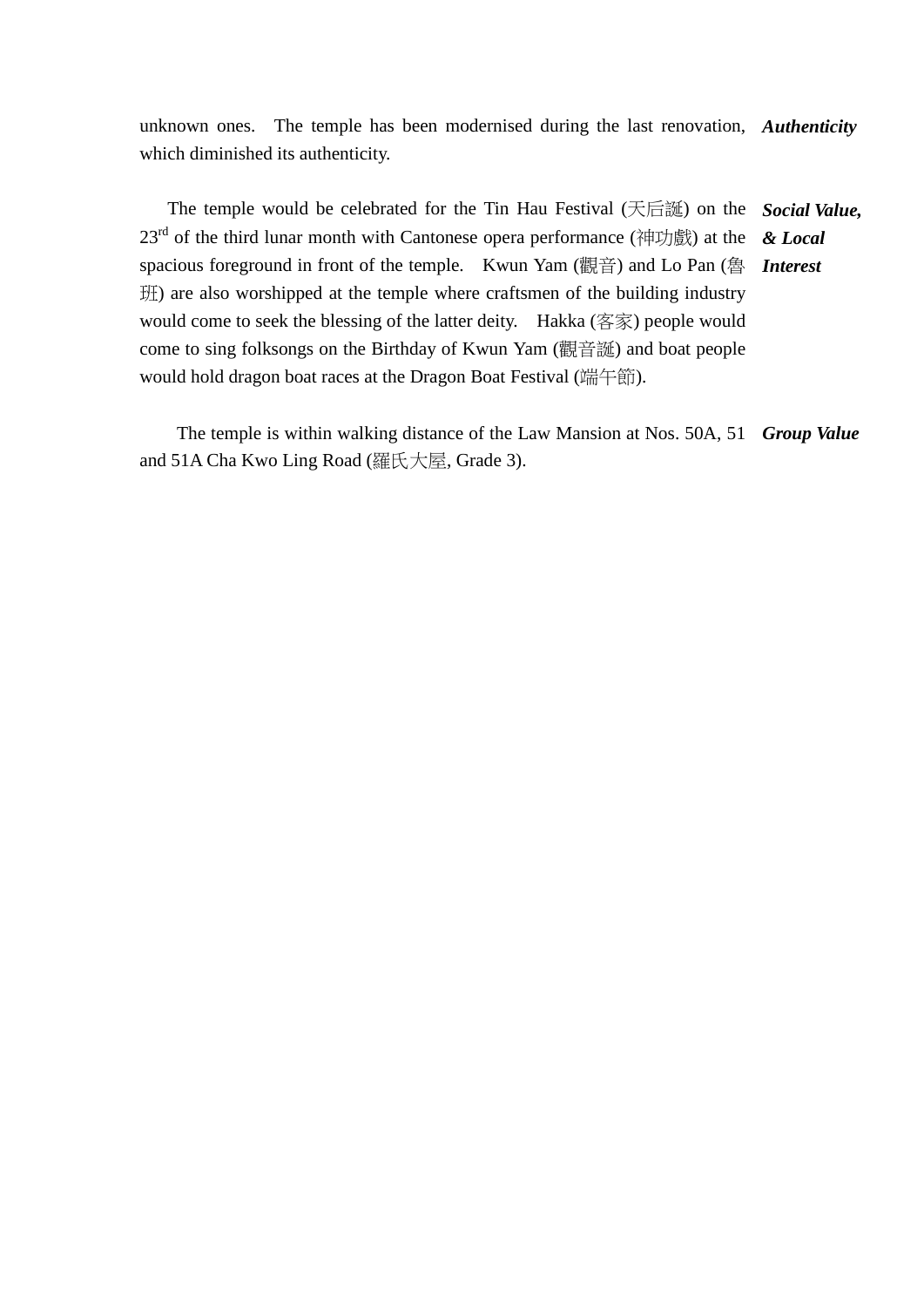unknown ones. The temple has been modernised during the last renovation, which diminished its authenticity. ***Authenticity***

The temple would be celebrated for the Tin Hau Festival (天后誕) on the 23rd of the third lunar month with Cantonese opera performance (神功戲) at the spacious foreground in front of the temple. Kwun Yam (觀音) and Lo Pan (魯班) are also worshipped at the temple where craftsmen of the building industry would come to seek the blessing of the latter deity. Hakka (客家) people would come to sing folksongs on the Birthday of Kwun Yam (觀音誕) and boat people would hold dragon boat races at the Dragon Boat Festival (端午節). ***Social Value, & Local Interest***

The temple is within walking distance of the Law Mansion at Nos. 50A, 51 and 51A Cha Kwo Ling Road (羅氏大屋, Grade 3). ***Group Value***